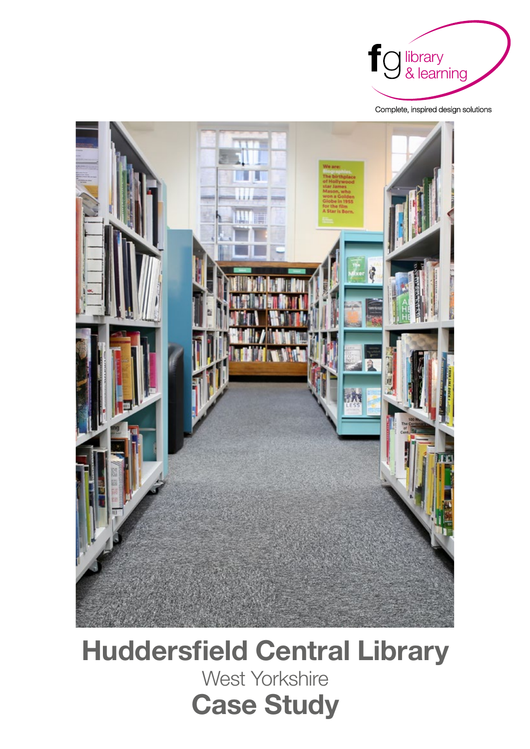fg library & learning

Complete, inspired design solutions

# Huddersfield Central Library

West Yorkshire

## Case Study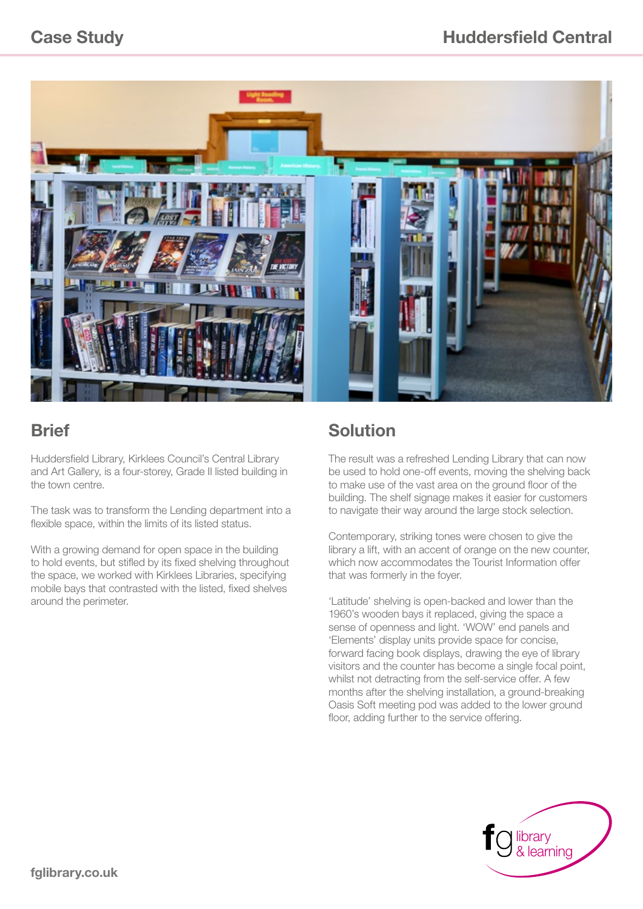# Case Study

# Huddersfield Central

## Brief

Huddersfield Library, Kirklees Council's Central Library and Art Gallery, is a four-storey, Grade II listed building in the town centre.

The task was to transform the Lending department into a flexible space, within the limits of its listed status.

With a growing demand for open space in the building to hold events, but stifled by its fixed shelving throughout the space, we worked with Kirklees Libraries, specifying mobile bays that contrasted with the listed, fixed shelves around the perimeter.

## Solution

The result was a refreshed Lending Library that can now be used to hold one-off events, moving the shelving back to make use of the vast area on the ground floor of the building. The shelf signage makes it easier for customers to navigate their way around the large stock selection.

Contemporary, striking tones were chosen to give the library a lift, with an accent of orange on the new counter, which now accommodates the Tourist Information offer that was formerly in the foyer.

'Latitude' shelving is open-backed and lower than the 1960's wooden bays it replaced, giving the space a sense of openness and light. 'WOW' end panels and 'Elements' display units provide space for concise, forward facing book displays, drawing the eye of library visitors and the counter has become a single focal point, whilst not detracting from the self-service offer. A few months after the shelving installation, a ground-breaking Oasis Soft meeting pod was added to the lower ground floor, adding further to the service offering.

fglibrary.co.uk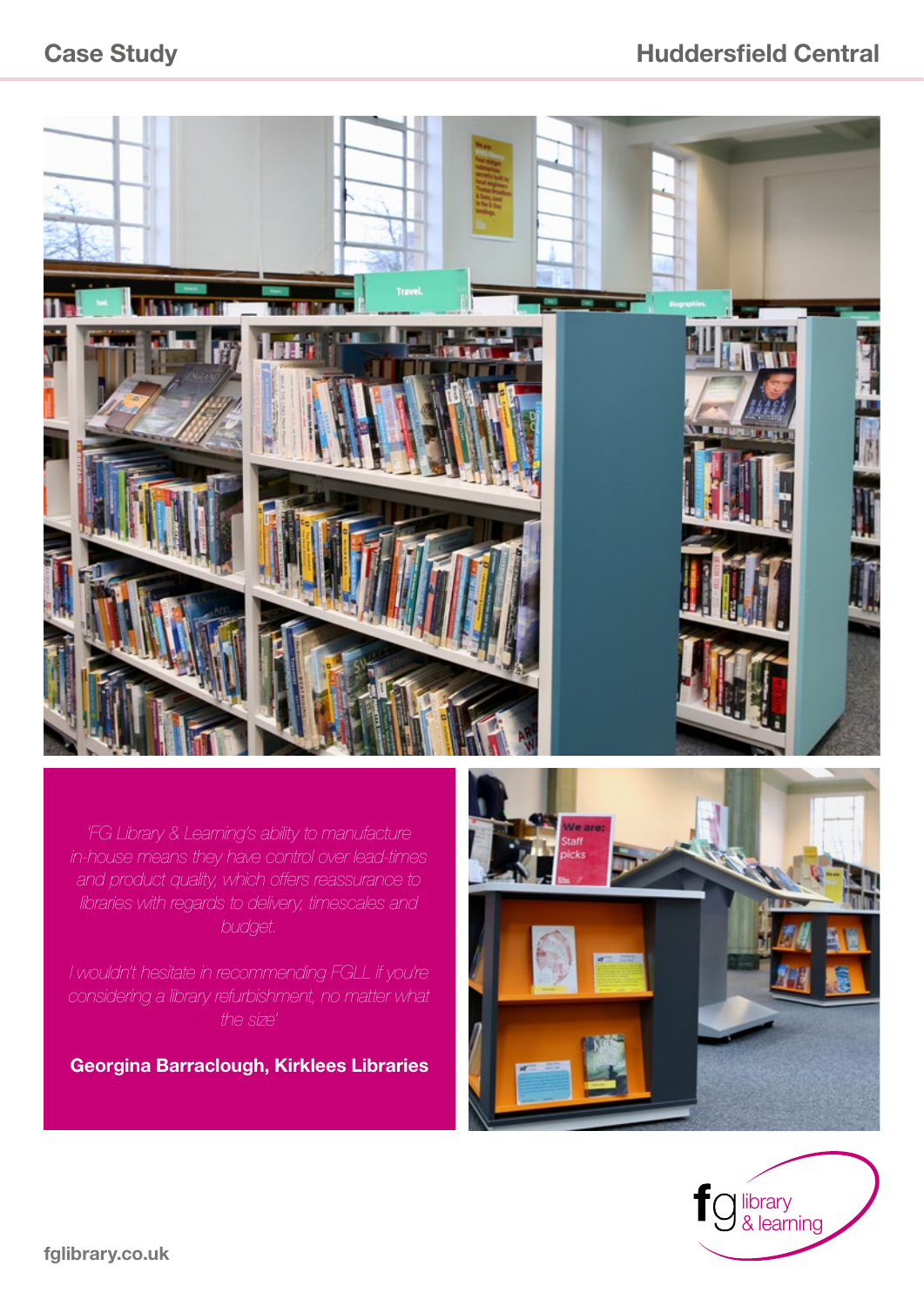*'FG Library & Learning's ability to manufacture in-house means they have control over lead-times and product quality, which offers reassurance to libraries with regards to delivery, timescales and budget.*

*I wouldn't hesitate in recommending FGLL if you're considering a library refurbishment, no matter what the size'*

**Georgina Barraclough, Kirklees Libraries**

fglibrary.co.uk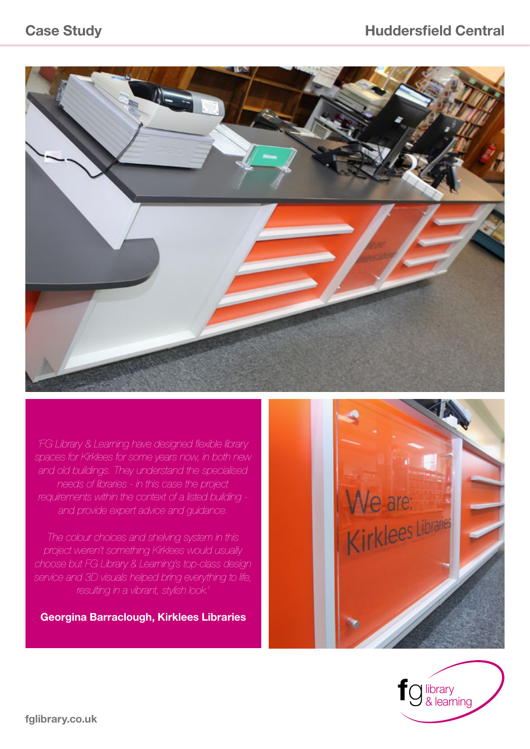*'FG Library & Learning have designed flexible library spaces for Kirklees for some years now, in both new and old buildings. They understand the specialised needs of libraries - in this case the project requirements within the context of a listed building - and provide expert advice and guidance.*

*The colour choices and shelving system in this project weren't something Kirklees would usually choose but FG Library & Learning's top-class design service and 3D visuals helped bring everything to life, resulting in a vibrant, stylish look.'*

**Georgina Barraclough, Kirklees Libraries**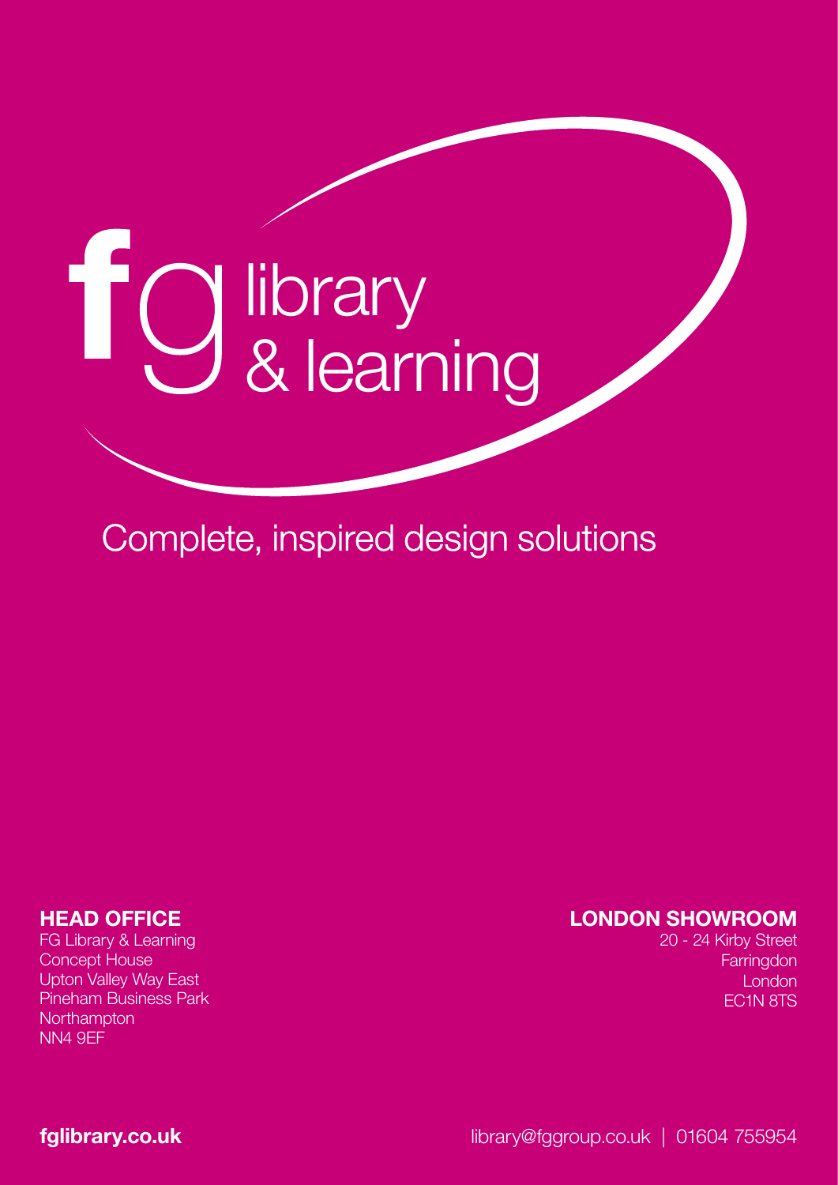fg library & learning

Complete, inspired design solutions

**HEAD OFFICE**

FG Library & Learning
Concept House
Upton Valley Way East
Pineham Business Park
Northampton
NN4 9EF

**LONDON SHOWROOM**

20 - 24 Kirby Street
Farringdon
London
EC1N 8TS

**fglibrary.co.uk**

library@fggroup.co.uk | 01604 755954